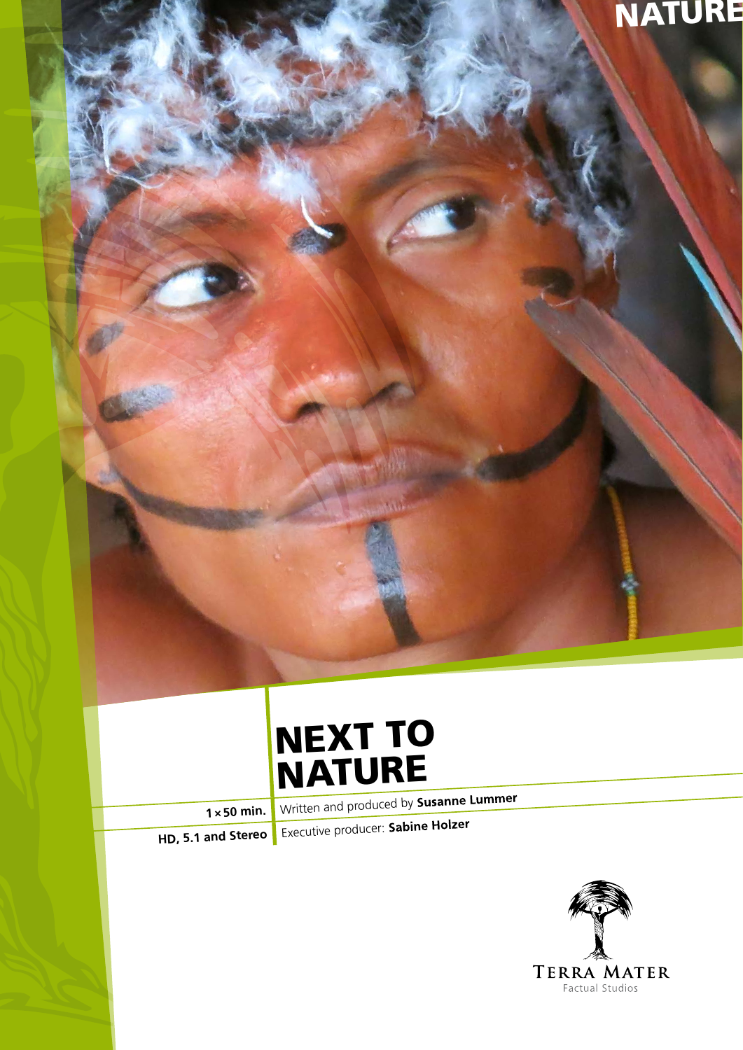NATURE

# NEXT TO NATURE

| 1 × 50 min. | Written and produced by **Susanne Lummer** |
| --- | --- |
| HD, 5.1 and Stereo | Executive producer: **Sabine Holzer** |

Terra Mater
Factual Studios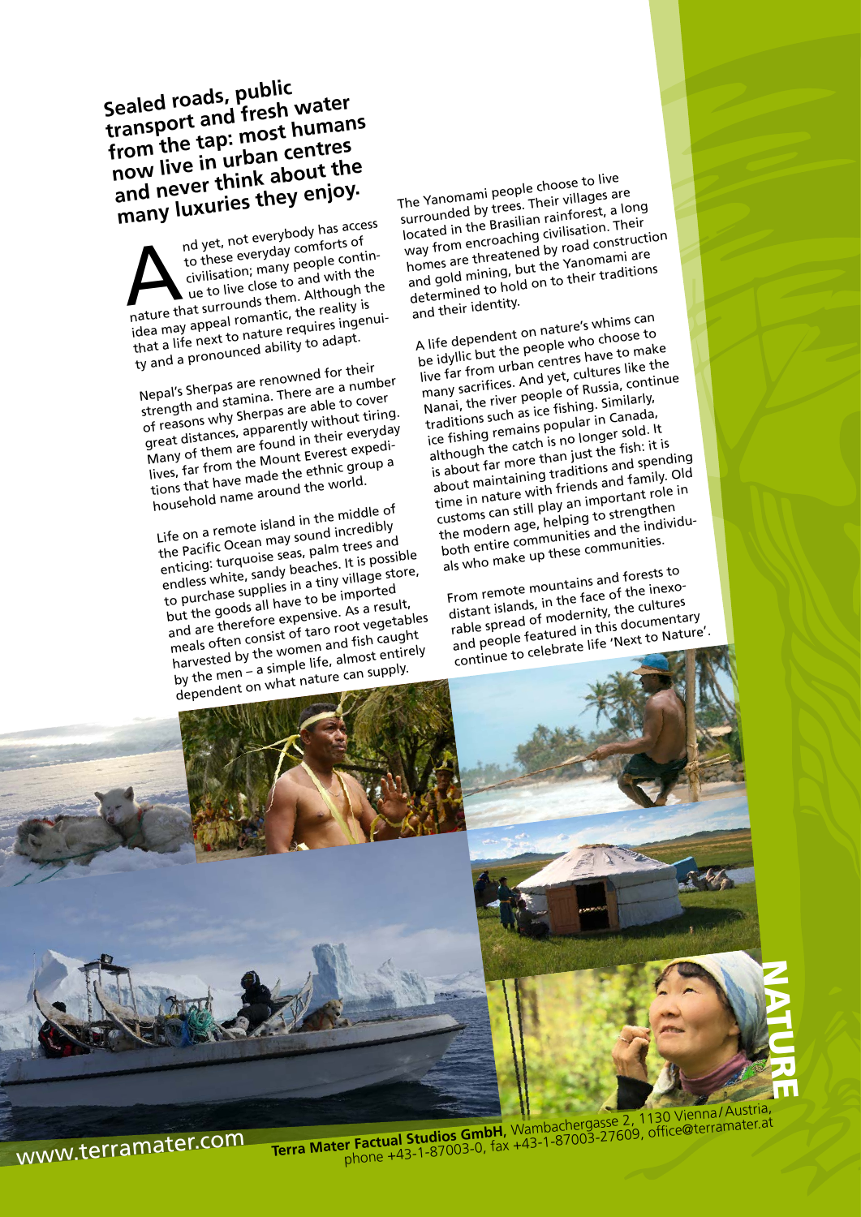**Sealed roads, public transport and fresh water from the tap: most humans now live in urban centres and never think about the many luxuries they enjoy.**

And yet, not everybody has access to these everyday comforts of civilisation; many people continue to live close to and with the nature that surrounds them. Although the idea may appeal romantic, the reality is that a life next to nature requires ingenuity and a pronounced ability to adapt.

Nepal's Sherpas are renowned for their strength and stamina. There are a number of reasons why Sherpas are able to cover great distances, apparently without tiring. Many of them are found in their everyday lives, far from the Mount Everest expeditions that have made the ethnic group a household name around the world.

Life on a remote island in the middle of the Pacific Ocean may sound incredibly enticing: turquoise seas, palm trees and endless white, sandy beaches. It is possible to purchase supplies in a tiny village store, but the goods all have to be imported and are therefore expensive. As a result, meals often consist of taro root vegetables harvested by the women and fish caught by the men – a simple life, almost entirely dependent on what nature can supply.

The Yanomami people choose to live surrounded by trees. Their villages are located in the Brasilian rainforest, a long way from encroaching civilisation. Their homes are threatened by road construction and gold mining, but the Yanomami are determined to hold on to their traditions and their identity.

A life dependent on nature's whims can be idyllic but the people who choose to live far from urban centres have to make many sacrifices. And yet, cultures like the Nanai, the river people of Russia, continue traditions such as ice fishing. Similarly, ice fishing remains popular in Canada, although the catch is no longer sold. It is about far more than just the fish: it is about maintaining traditions and spending time in nature with friends and family. Old customs can still play an important role in the modern age, helping to strengthen both entire communities and the individuals who make up these communities.

From remote mountains and forests to distant islands, in the face of the inexorable spread of modernity, the cultures and people featured in this documentary continue to celebrate life 'Next to Nature'.

NATURE

www.terramater.com

**Terra Mater Factual Studios GmbH**, Wambachergasse 2, 1130 Vienna/Austria, phone +43-1-87003-0, fax +43-1-87003-27609, office@terramater.at